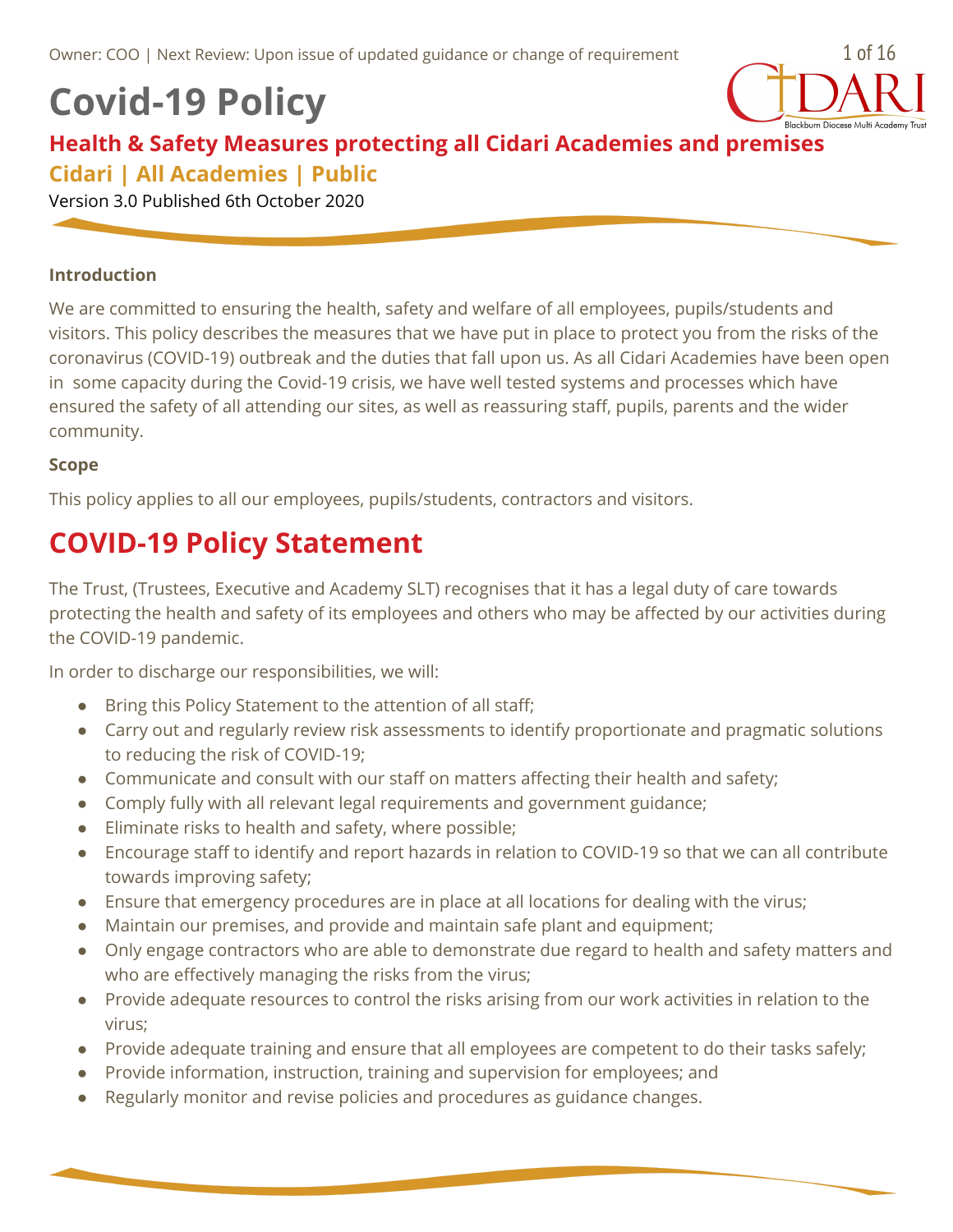Owner: COO | Next Review: Upon issue of updated guidance or change of requirement

# Covid-19 Policy

## Health & Safety Measures protecting all Cidari Academies and premises

### Cidari | All Academies | Public

Version 3.0 Published 6th October 2020

**Introduction**

We are committed to ensuring the health, safety and welfare of all employees, pupils/students and visitors. This policy describes the measures that we have put in place to protect you from the risks of the coronavirus (COVID-19) outbreak and the duties that fall upon us. As all Cidari Academies have been open in some capacity during the Covid-19 crisis, we have well tested systems and processes which have ensured the safety of all attending our sites, as well as reassuring staff, pupils, parents and the wider community.

**Scope**

This policy applies to all our employees, pupils/students, contractors and visitors.

## COVID-19 Policy Statement

The Trust, (Trustees, Executive and Academy SLT) recognises that it has a legal duty of care towards protecting the health and safety of its employees and others who may be affected by our activities during the COVID-19 pandemic.

In order to discharge our responsibilities, we will:

- Bring this Policy Statement to the attention of all staff;
- Carry out and regularly review risk assessments to identify proportionate and pragmatic solutions to reducing the risk of COVID-19;
- Communicate and consult with our staff on matters affecting their health and safety;
- Comply fully with all relevant legal requirements and government guidance;
- Eliminate risks to health and safety, where possible;
- Encourage staff to identify and report hazards in relation to COVID-19 so that we can all contribute towards improving safety;
- Ensure that emergency procedures are in place at all locations for dealing with the virus;
- Maintain our premises, and provide and maintain safe plant and equipment;
- Only engage contractors who are able to demonstrate due regard to health and safety matters and who are effectively managing the risks from the virus;
- Provide adequate resources to control the risks arising from our work activities in relation to the virus;
- Provide adequate training and ensure that all employees are competent to do their tasks safely;
- Provide information, instruction, training and supervision for employees; and
- Regularly monitor and revise policies and procedures as guidance changes.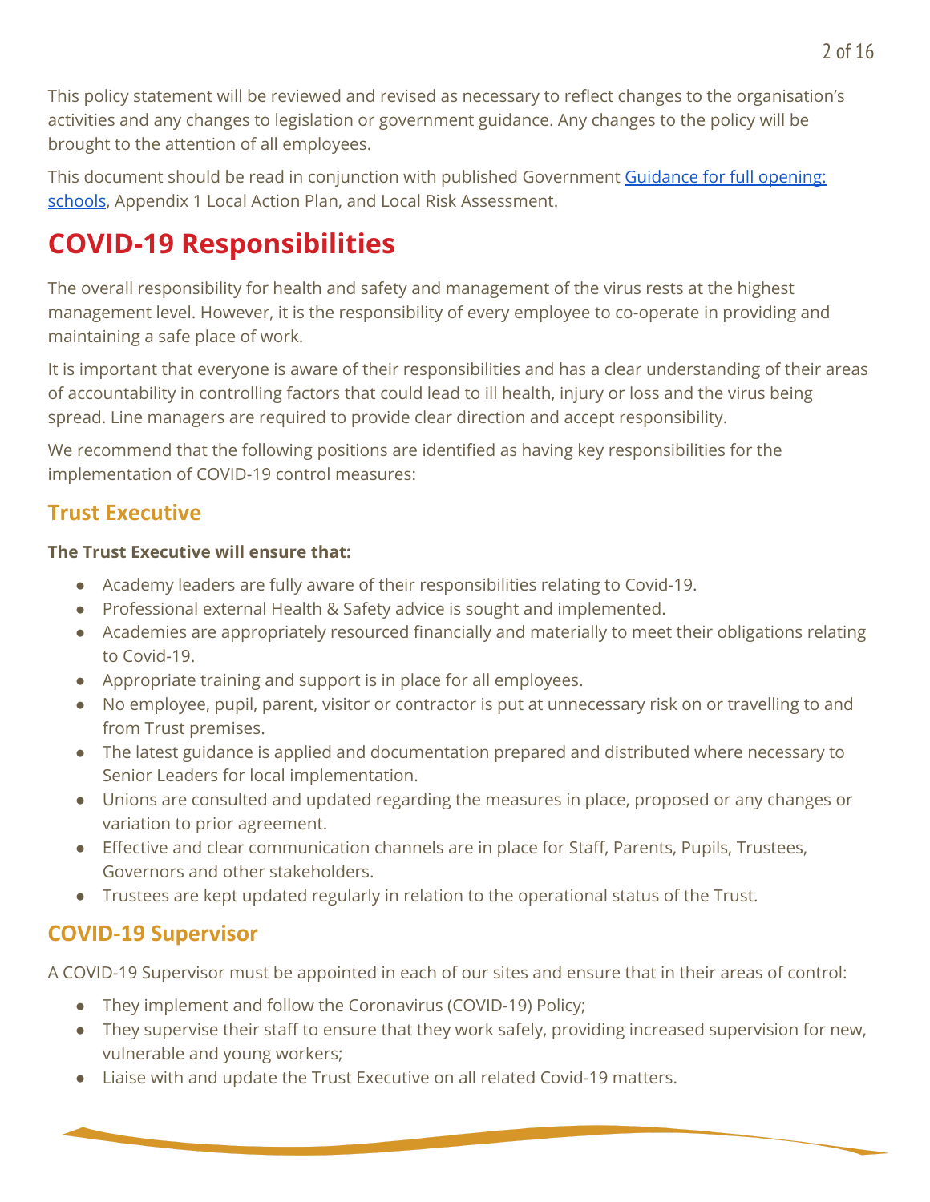This policy statement will be reviewed and revised as necessary to reflect changes to the organisation's activities and any changes to legislation or government guidance. Any changes to the policy will be brought to the attention of all employees.

This document should be read in conjunction with published Government [Guidance for full opening: schools](), Appendix 1 Local Action Plan, and Local Risk Assessment.

# COVID-19 Responsibilities

The overall responsibility for health and safety and management of the virus rests at the highest management level. However, it is the responsibility of every employee to co-operate in providing and maintaining a safe place of work.

It is important that everyone is aware of their responsibilities and has a clear understanding of their areas of accountability in controlling factors that could lead to ill health, injury or loss and the virus being spread. Line managers are required to provide clear direction and accept responsibility.

We recommend that the following positions are identified as having key responsibilities for the implementation of COVID-19 control measures:

## Trust Executive

**The Trust Executive will ensure that:**

- Academy leaders are fully aware of their responsibilities relating to Covid-19.
- Professional external Health & Safety advice is sought and implemented.
- Academies are appropriately resourced financially and materially to meet their obligations relating to Covid-19.
- Appropriate training and support is in place for all employees.
- No employee, pupil, parent, visitor or contractor is put at unnecessary risk on or travelling to and from Trust premises.
- The latest guidance is applied and documentation prepared and distributed where necessary to Senior Leaders for local implementation.
- Unions are consulted and updated regarding the measures in place, proposed or any changes or variation to prior agreement.
- Effective and clear communication channels are in place for Staff, Parents, Pupils, Trustees, Governors and other stakeholders.
- Trustees are kept updated regularly in relation to the operational status of the Trust.

## COVID-19 Supervisor

A COVID-19 Supervisor must be appointed in each of our sites and ensure that in their areas of control:

- They implement and follow the Coronavirus (COVID-19) Policy;
- They supervise their staff to ensure that they work safely, providing increased supervision for new, vulnerable and young workers;
- Liaise with and update the Trust Executive on all related Covid-19 matters.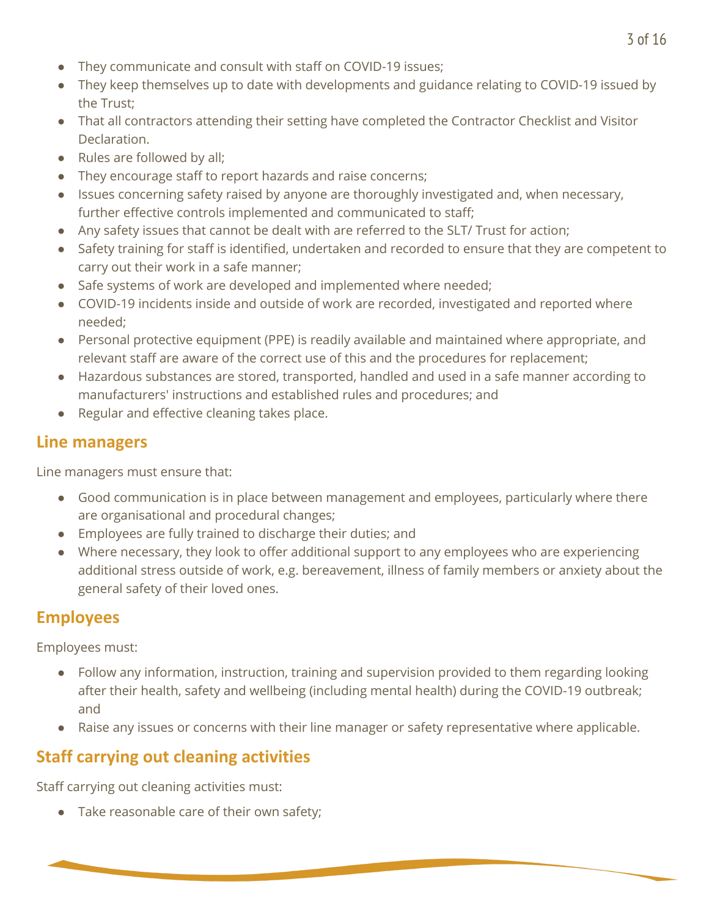- They communicate and consult with staff on COVID-19 issues;
- They keep themselves up to date with developments and guidance relating to COVID-19 issued by the Trust;
- That all contractors attending their setting have completed the Contractor Checklist and Visitor Declaration.
- Rules are followed by all;
- They encourage staff to report hazards and raise concerns;
- Issues concerning safety raised by anyone are thoroughly investigated and, when necessary, further effective controls implemented and communicated to staff;
- Any safety issues that cannot be dealt with are referred to the SLT/ Trust for action;
- Safety training for staff is identified, undertaken and recorded to ensure that they are competent to carry out their work in a safe manner;
- Safe systems of work are developed and implemented where needed;
- COVID-19 incidents inside and outside of work are recorded, investigated and reported where needed;
- Personal protective equipment (PPE) is readily available and maintained where appropriate, and relevant staff are aware of the correct use of this and the procedures for replacement;
- Hazardous substances are stored, transported, handled and used in a safe manner according to manufacturers' instructions and established rules and procedures; and
- Regular and effective cleaning takes place.

## Line managers

Line managers must ensure that:

- Good communication is in place between management and employees, particularly where there are organisational and procedural changes;
- Employees are fully trained to discharge their duties; and
- Where necessary, they look to offer additional support to any employees who are experiencing additional stress outside of work, e.g. bereavement, illness of family members or anxiety about the general safety of their loved ones.

## Employees

Employees must:

- Follow any information, instruction, training and supervision provided to them regarding looking after their health, safety and wellbeing (including mental health) during the COVID-19 outbreak; and
- Raise any issues or concerns with their line manager or safety representative where applicable.

## Staff carrying out cleaning activities

Staff carrying out cleaning activities must:

- Take reasonable care of their own safety;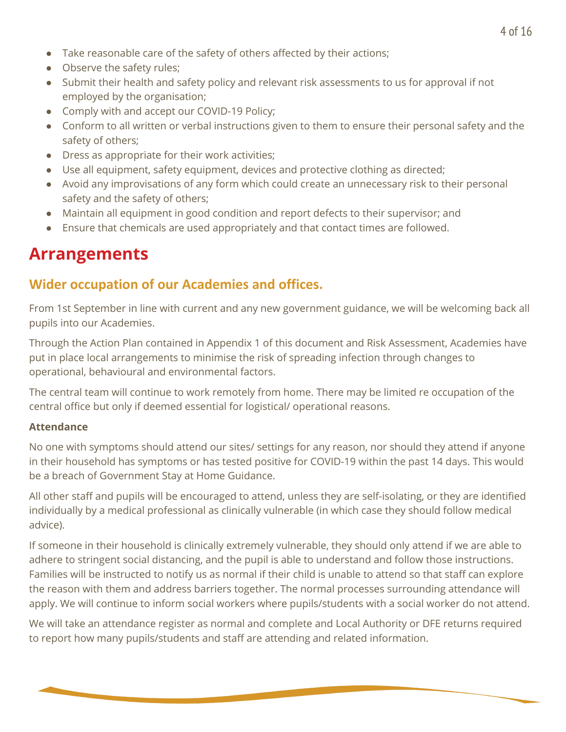- Take reasonable care of the safety of others affected by their actions;
- Observe the safety rules;
- Submit their health and safety policy and relevant risk assessments to us for approval if not employed by the organisation;
- Comply with and accept our COVID-19 Policy;
- Conform to all written or verbal instructions given to them to ensure their personal safety and the safety of others;
- Dress as appropriate for their work activities;
- Use all equipment, safety equipment, devices and protective clothing as directed;
- Avoid any improvisations of any form which could create an unnecessary risk to their personal safety and the safety of others;
- Maintain all equipment in good condition and report defects to their supervisor; and
- Ensure that chemicals are used appropriately and that contact times are followed.

# Arrangements

## Wider occupation of our Academies and offices.

From 1st September in line with current and any new government guidance, we will be welcoming back all pupils into our Academies.

Through the Action Plan contained in Appendix 1 of this document and Risk Assessment, Academies have put in place local arrangements to minimise the risk of spreading infection through changes to operational, behavioural and environmental factors.

The central team will continue to work remotely from home. There may be limited re occupation of the central office but only if deemed essential for logistical/ operational reasons.

**Attendance**

No one with symptoms should attend our sites/ settings for any reason, nor should they attend if anyone in their household has symptoms or has tested positive for COVID-19 within the past 14 days. This would be a breach of Government Stay at Home Guidance.

All other staff and pupils will be encouraged to attend, unless they are self-isolating, or they are identified individually by a medical professional as clinically vulnerable (in which case they should follow medical advice).

If someone in their household is clinically extremely vulnerable, they should only attend if we are able to adhere to stringent social distancing, and the pupil is able to understand and follow those instructions. Families will be instructed to notify us as normal if their child is unable to attend so that staff can explore the reason with them and address barriers together. The normal processes surrounding attendance will apply. We will continue to inform social workers where pupils/students with a social worker do not attend.

We will take an attendance register as normal and complete and Local Authority or DFE returns required to report how many pupils/students and staff are attending and related information.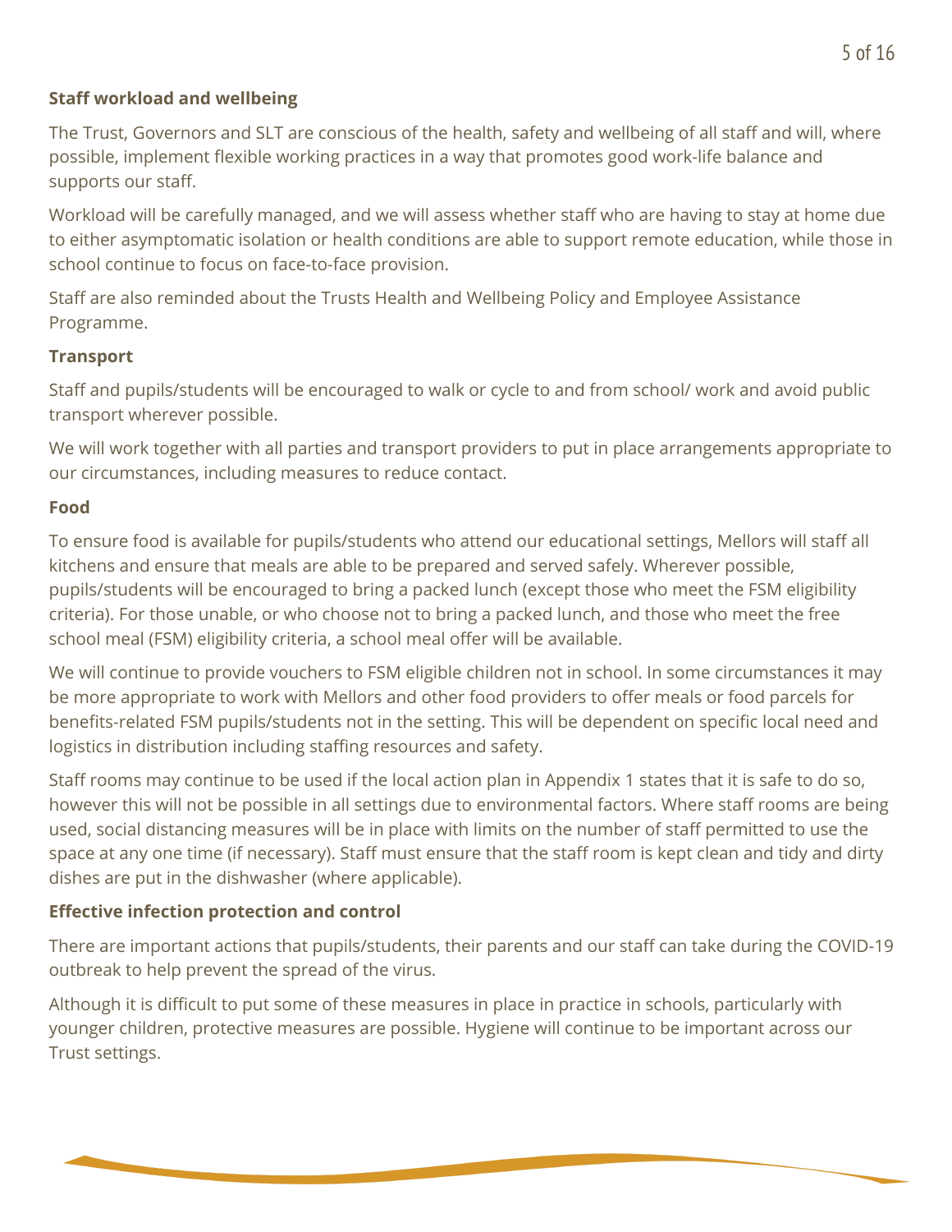**Staff workload and wellbeing**

The Trust, Governors and SLT are conscious of the health, safety and wellbeing of all staff and will, where possible, implement flexible working practices in a way that promotes good work-life balance and supports our staff.

Workload will be carefully managed, and we will assess whether staff who are having to stay at home due to either asymptomatic isolation or health conditions are able to support remote education, while those in school continue to focus on face-to-face provision.

Staff are also reminded about the Trusts Health and Wellbeing Policy and Employee Assistance Programme.

**Transport**

Staff and pupils/students will be encouraged to walk or cycle to and from school/ work and avoid public transport wherever possible.

We will work together with all parties and transport providers to put in place arrangements appropriate to our circumstances, including measures to reduce contact.

**Food**

To ensure food is available for pupils/students who attend our educational settings, Mellors will staff all kitchens and ensure that meals are able to be prepared and served safely. Wherever possible, pupils/students will be encouraged to bring a packed lunch (except those who meet the FSM eligibility criteria). For those unable, or who choose not to bring a packed lunch, and those who meet the free school meal (FSM) eligibility criteria, a school meal offer will be available.

We will continue to provide vouchers to FSM eligible children not in school. In some circumstances it may be more appropriate to work with Mellors and other food providers to offer meals or food parcels for benefits-related FSM pupils/students not in the setting. This will be dependent on specific local need and logistics in distribution including staffing resources and safety.

Staff rooms may continue to be used if the local action plan in Appendix 1 states that it is safe to do so, however this will not be possible in all settings due to environmental factors. Where staff rooms are being used, social distancing measures will be in place with limits on the number of staff permitted to use the space at any one time (if necessary). Staff must ensure that the staff room is kept clean and tidy and dirty dishes are put in the dishwasher (where applicable).

**Effective infection protection and control**

There are important actions that pupils/students, their parents and our staff can take during the COVID-19 outbreak to help prevent the spread of the virus.

Although it is difficult to put some of these measures in place in practice in schools, particularly with younger children, protective measures are possible. Hygiene will continue to be important across our Trust settings.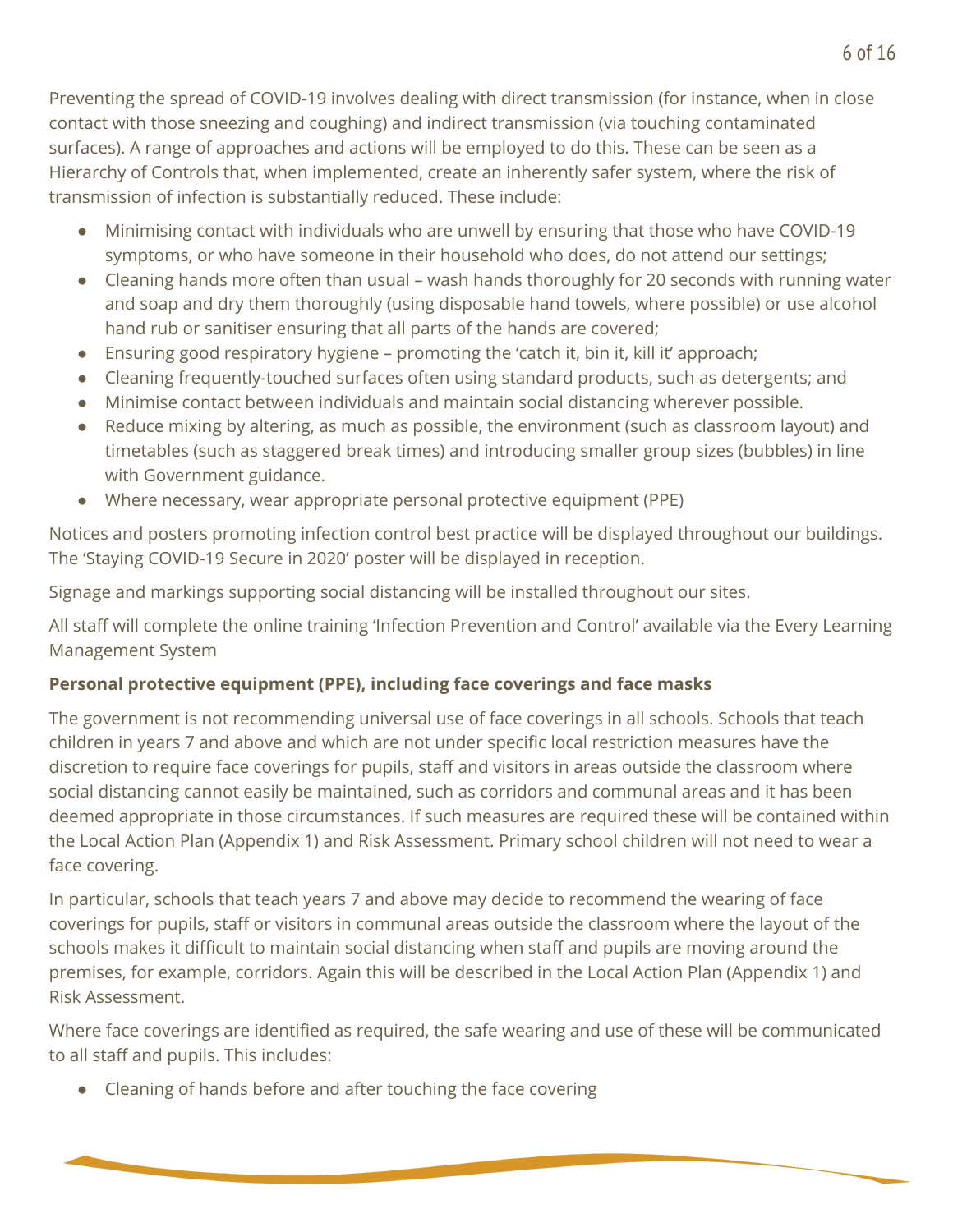Preventing the spread of COVID-19 involves dealing with direct transmission (for instance, when in close contact with those sneezing and coughing) and indirect transmission (via touching contaminated surfaces). A range of approaches and actions will be employed to do this. These can be seen as a Hierarchy of Controls that, when implemented, create an inherently safer system, where the risk of transmission of infection is substantially reduced. These include:

- Minimising contact with individuals who are unwell by ensuring that those who have COVID-19 symptoms, or who have someone in their household who does, do not attend our settings;
- Cleaning hands more often than usual – wash hands thoroughly for 20 seconds with running water and soap and dry them thoroughly (using disposable hand towels, where possible) or use alcohol hand rub or sanitiser ensuring that all parts of the hands are covered;
- Ensuring good respiratory hygiene – promoting the 'catch it, bin it, kill it' approach;
- Cleaning frequently-touched surfaces often using standard products, such as detergents; and
- Minimise contact between individuals and maintain social distancing wherever possible.
- Reduce mixing by altering, as much as possible, the environment (such as classroom layout) and timetables (such as staggered break times) and introducing smaller group sizes (bubbles) in line with Government guidance.
- Where necessary, wear appropriate personal protective equipment (PPE)

Notices and posters promoting infection control best practice will be displayed throughout our buildings. The 'Staying COVID-19 Secure in 2020' poster will be displayed in reception.

Signage and markings supporting social distancing will be installed throughout our sites.

All staff will complete the online training 'Infection Prevention and Control' available via the Every Learning Management System

**Personal protective equipment (PPE), including face coverings and face masks**

The government is not recommending universal use of face coverings in all schools. Schools that teach children in years 7 and above and which are not under specific local restriction measures have the discretion to require face coverings for pupils, staff and visitors in areas outside the classroom where social distancing cannot easily be maintained, such as corridors and communal areas and it has been deemed appropriate in those circumstances. If such measures are required these will be contained within the Local Action Plan (Appendix 1) and Risk Assessment. Primary school children will not need to wear a face covering.

In particular, schools that teach years 7 and above may decide to recommend the wearing of face coverings for pupils, staff or visitors in communal areas outside the classroom where the layout of the schools makes it difficult to maintain social distancing when staff and pupils are moving around the premises, for example, corridors. Again this will be described in the Local Action Plan (Appendix 1) and Risk Assessment.

Where face coverings are identified as required, the safe wearing and use of these will be communicated to all staff and pupils. This includes:

- Cleaning of hands before and after touching the face covering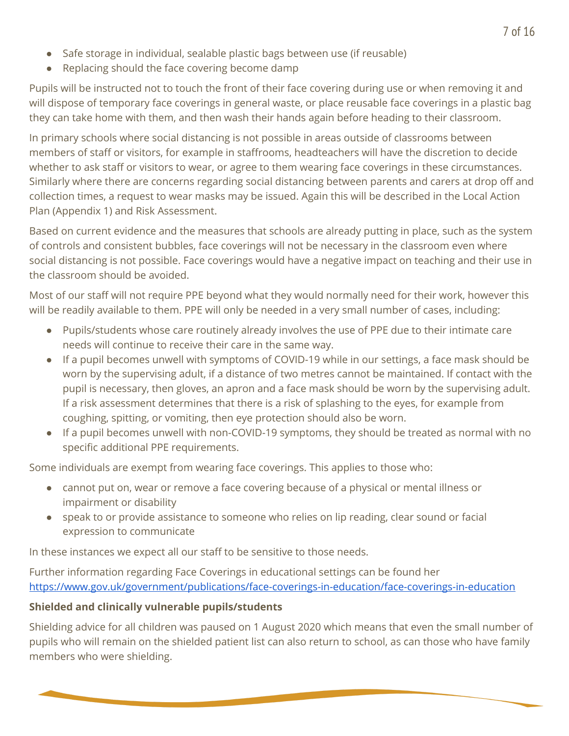- Safe storage in individual, sealable plastic bags between use (if reusable)
- Replacing should the face covering become damp

Pupils will be instructed not to touch the front of their face covering during use or when removing it and will dispose of temporary face coverings in general waste, or place reusable face coverings in a plastic bag they can take home with them, and then wash their hands again before heading to their classroom.

In primary schools where social distancing is not possible in areas outside of classrooms between members of staff or visitors, for example in staffrooms, headteachers will have the discretion to decide whether to ask staff or visitors to wear, or agree to them wearing face coverings in these circumstances. Similarly where there are concerns regarding social distancing between parents and carers at drop off and collection times, a request to wear masks may be issued. Again this will be described in the Local Action Plan (Appendix 1) and Risk Assessment.

Based on current evidence and the measures that schools are already putting in place, such as the system of controls and consistent bubbles, face coverings will not be necessary in the classroom even where social distancing is not possible. Face coverings would have a negative impact on teaching and their use in the classroom should be avoided.

Most of our staff will not require PPE beyond what they would normally need for their work, however this will be readily available to them. PPE will only be needed in a very small number of cases, including:

- Pupils/students whose care routinely already involves the use of PPE due to their intimate care needs will continue to receive their care in the same way.
- If a pupil becomes unwell with symptoms of COVID-19 while in our settings, a face mask should be worn by the supervising adult, if a distance of two metres cannot be maintained. If contact with the pupil is necessary, then gloves, an apron and a face mask should be worn by the supervising adult. If a risk assessment determines that there is a risk of splashing to the eyes, for example from coughing, spitting, or vomiting, then eye protection should also be worn.
- If a pupil becomes unwell with non-COVID-19 symptoms, they should be treated as normal with no specific additional PPE requirements.

Some individuals are exempt from wearing face coverings. This applies to those who:

- cannot put on, wear or remove a face covering because of a physical or mental illness or impairment or disability
- speak to or provide assistance to someone who relies on lip reading, clear sound or facial expression to communicate

In these instances we expect all our staff to be sensitive to those needs.

Further information regarding Face Coverings in educational settings can be found her [https://www.gov.uk/government/publications/face-coverings-in-education/face-coverings-in-education](https://www.gov.uk/government/publications/face-coverings-in-education/face-coverings-in-education)

**Shielded and clinically vulnerable pupils/students**

Shielding advice for all children was paused on 1 August 2020 which means that even the small number of pupils who will remain on the shielded patient list can also return to school, as can those who have family members who were shielding.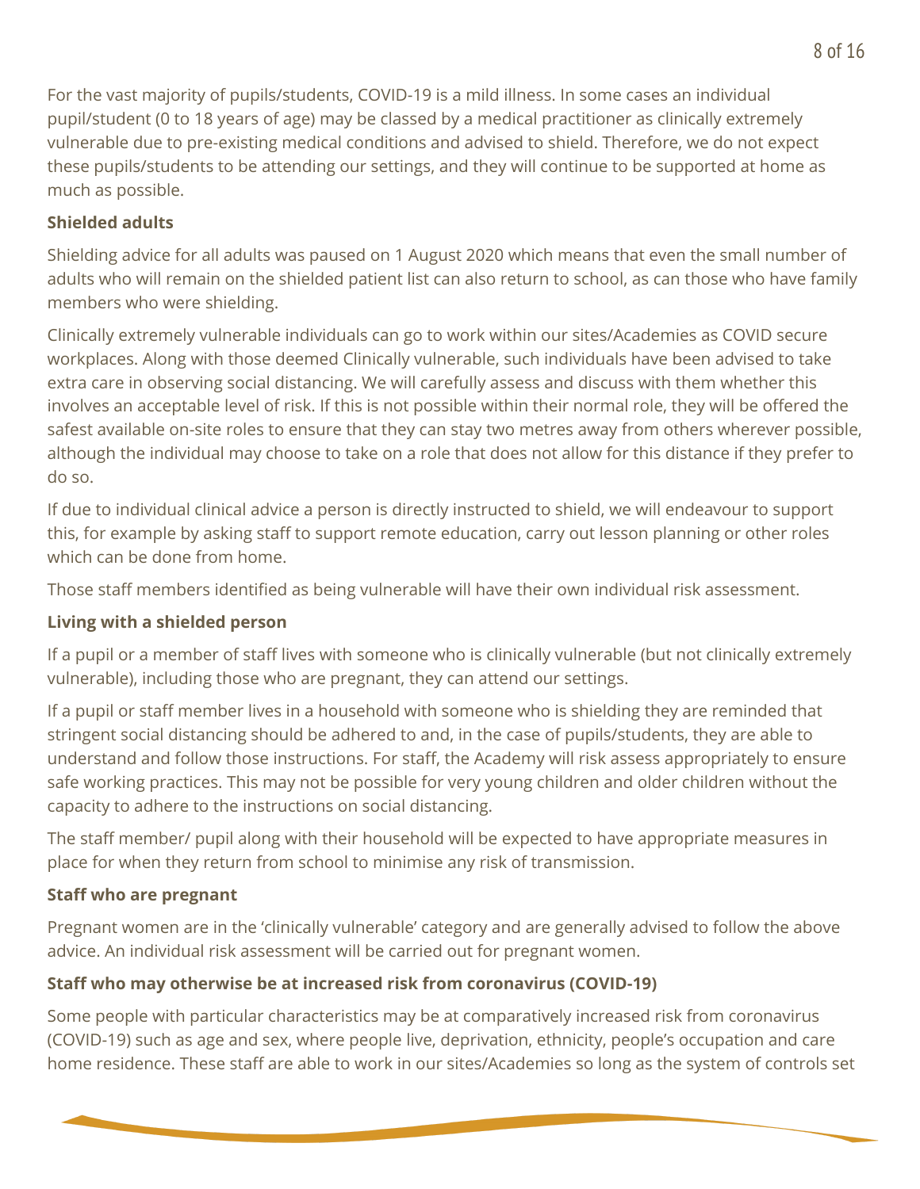For the vast majority of pupils/students, COVID-19 is a mild illness. In some cases an individual pupil/student (0 to 18 years of age) may be classed by a medical practitioner as clinically extremely vulnerable due to pre-existing medical conditions and advised to shield. Therefore, we do not expect these pupils/students to be attending our settings, and they will continue to be supported at home as much as possible.

**Shielded adults**

Shielding advice for all adults was paused on 1 August 2020 which means that even the small number of adults who will remain on the shielded patient list can also return to school, as can those who have family members who were shielding.

Clinically extremely vulnerable individuals can go to work within our sites/Academies as COVID secure workplaces. Along with those deemed Clinically vulnerable, such individuals have been advised to take extra care in observing social distancing. We will carefully assess and discuss with them whether this involves an acceptable level of risk. If this is not possible within their normal role, they will be offered the safest available on-site roles to ensure that they can stay two metres away from others wherever possible, although the individual may choose to take on a role that does not allow for this distance if they prefer to do so.

If due to individual clinical advice a person is directly instructed to shield, we will endeavour to support this, for example by asking staff to support remote education, carry out lesson planning or other roles which can be done from home.

Those staff members identified as being vulnerable will have their own individual risk assessment.

**Living with a shielded person**

If a pupil or a member of staff lives with someone who is clinically vulnerable (but not clinically extremely vulnerable), including those who are pregnant, they can attend our settings.

If a pupil or staff member lives in a household with someone who is shielding they are reminded that stringent social distancing should be adhered to and, in the case of pupils/students, they are able to understand and follow those instructions. For staff, the Academy will risk assess appropriately to ensure safe working practices. This may not be possible for very young children and older children without the capacity to adhere to the instructions on social distancing.

The staff member/ pupil along with their household will be expected to have appropriate measures in place for when they return from school to minimise any risk of transmission.

**Staff who are pregnant**

Pregnant women are in the 'clinically vulnerable' category and are generally advised to follow the above advice. An individual risk assessment will be carried out for pregnant women.

**Staff who may otherwise be at increased risk from coronavirus (COVID-19)**

Some people with particular characteristics may be at comparatively increased risk from coronavirus (COVID-19) such as age and sex, where people live, deprivation, ethnicity, people's occupation and care home residence. These staff are able to work in our sites/Academies so long as the system of controls set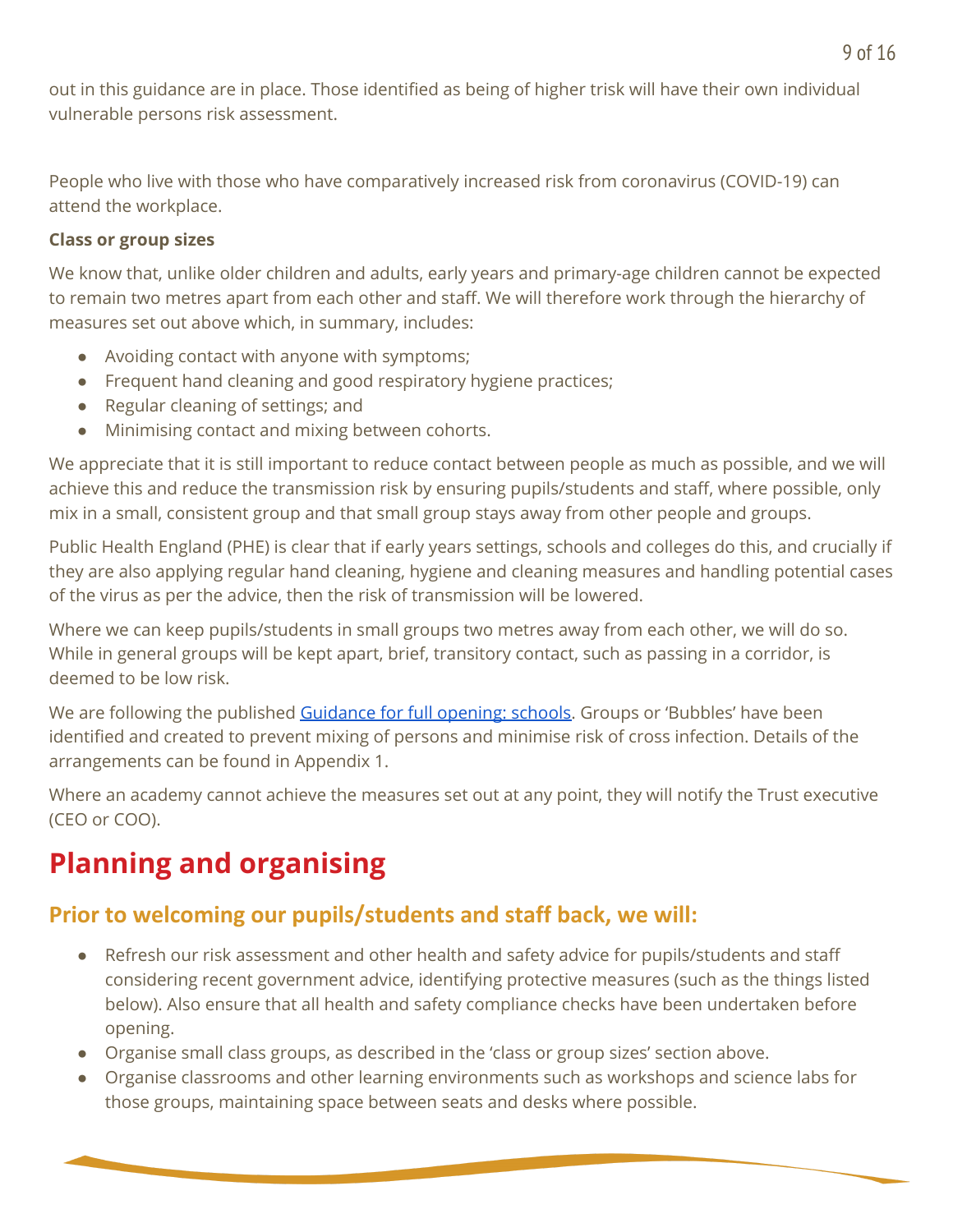out in this guidance are in place. Those identified as being of higher trisk will have their own individual vulnerable persons risk assessment.

People who live with those who have comparatively increased risk from coronavirus (COVID-19) can attend the workplace.

**Class or group sizes**

We know that, unlike older children and adults, early years and primary-age children cannot be expected to remain two metres apart from each other and staff. We will therefore work through the hierarchy of measures set out above which, in summary, includes:

- Avoiding contact with anyone with symptoms;
- Frequent hand cleaning and good respiratory hygiene practices;
- Regular cleaning of settings; and
- Minimising contact and mixing between cohorts.

We appreciate that it is still important to reduce contact between people as much as possible, and we will achieve this and reduce the transmission risk by ensuring pupils/students and staff, where possible, only mix in a small, consistent group and that small group stays away from other people and groups.

Public Health England (PHE) is clear that if early years settings, schools and colleges do this, and crucially if they are also applying regular hand cleaning, hygiene and cleaning measures and handling potential cases of the virus as per the advice, then the risk of transmission will be lowered.

Where we can keep pupils/students in small groups two metres away from each other, we will do so. While in general groups will be kept apart, brief, transitory contact, such as passing in a corridor, is deemed to be low risk.

We are following the published [Guidance for full opening: schools](). Groups or 'Bubbles' have been identified and created to prevent mixing of persons and minimise risk of cross infection. Details of the arrangements can be found in Appendix 1.

Where an academy cannot achieve the measures set out at any point, they will notify the Trust executive (CEO or COO).

# Planning and organising

## Prior to welcoming our pupils/students and staff back, we will:

- Refresh our risk assessment and other health and safety advice for pupils/students and staff considering recent government advice, identifying protective measures (such as the things listed below). Also ensure that all health and safety compliance checks have been undertaken before opening.
- Organise small class groups, as described in the 'class or group sizes' section above.
- Organise classrooms and other learning environments such as workshops and science labs for those groups, maintaining space between seats and desks where possible.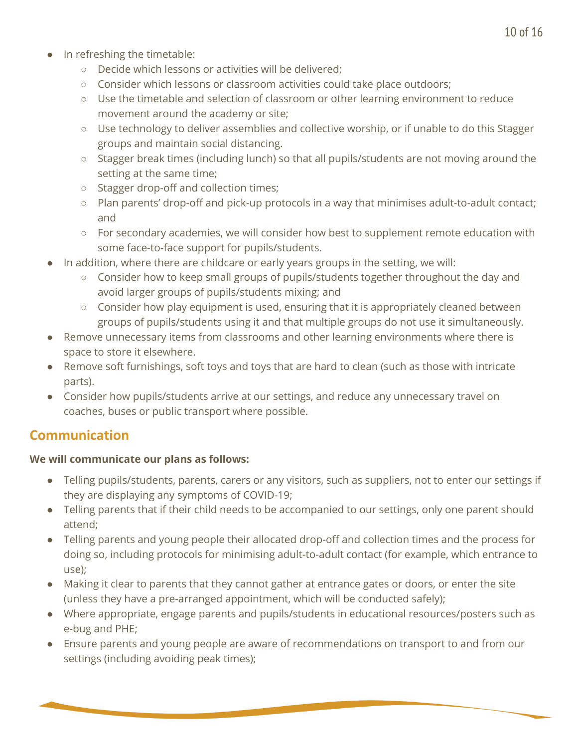- In refreshing the timetable:
    - Decide which lessons or activities will be delivered;
    - Consider which lessons or classroom activities could take place outdoors;
    - Use the timetable and selection of classroom or other learning environment to reduce movement around the academy or site;
    - Use technology to deliver assemblies and collective worship, or if unable to do this Stagger groups and maintain social distancing.
    - Stagger break times (including lunch) so that all pupils/students are not moving around the setting at the same time;
    - Stagger drop-off and collection times;
    - Plan parents' drop-off and pick-up protocols in a way that minimises adult-to-adult contact; and
    - For secondary academies, we will consider how best to supplement remote education with some face-to-face support for pupils/students.
- In addition, where there are childcare or early years groups in the setting, we will:
    - Consider how to keep small groups of pupils/students together throughout the day and avoid larger groups of pupils/students mixing; and
    - Consider how play equipment is used, ensuring that it is appropriately cleaned between groups of pupils/students using it and that multiple groups do not use it simultaneously.
- Remove unnecessary items from classrooms and other learning environments where there is space to store it elsewhere.
- Remove soft furnishings, soft toys and toys that are hard to clean (such as those with intricate parts).
- Consider how pupils/students arrive at our settings, and reduce any unnecessary travel on coaches, buses or public transport where possible.

## Communication

**We will communicate our plans as follows:**

- Telling pupils/students, parents, carers or any visitors, such as suppliers, not to enter our settings if they are displaying any symptoms of COVID-19;
- Telling parents that if their child needs to be accompanied to our settings, only one parent should attend;
- Telling parents and young people their allocated drop-off and collection times and the process for doing so, including protocols for minimising adult-to-adult contact (for example, which entrance to use);
- Making it clear to parents that they cannot gather at entrance gates or doors, or enter the site (unless they have a pre-arranged appointment, which will be conducted safely);
- Where appropriate, engage parents and pupils/students in educational resources/posters such as e-bug and PHE;
- Ensure parents and young people are aware of recommendations on transport to and from our settings (including avoiding peak times);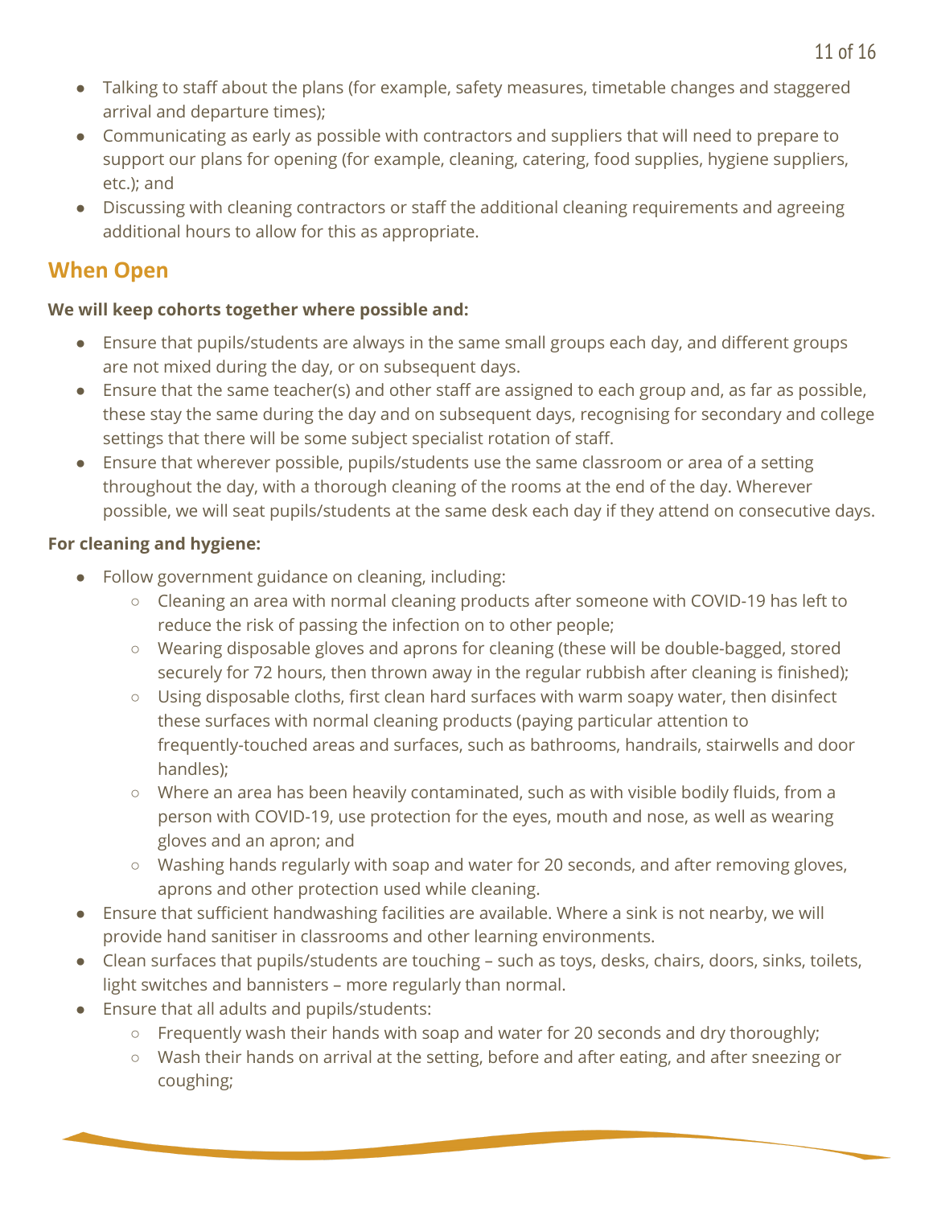- Talking to staff about the plans (for example, safety measures, timetable changes and staggered arrival and departure times);
- Communicating as early as possible with contractors and suppliers that will need to prepare to support our plans for opening (for example, cleaning, catering, food supplies, hygiene suppliers, etc.); and
- Discussing with cleaning contractors or staff the additional cleaning requirements and agreeing additional hours to allow for this as appropriate.

## When Open

**We will keep cohorts together where possible and:**

- Ensure that pupils/students are always in the same small groups each day, and different groups are not mixed during the day, or on subsequent days.
- Ensure that the same teacher(s) and other staff are assigned to each group and, as far as possible, these stay the same during the day and on subsequent days, recognising for secondary and college settings that there will be some subject specialist rotation of staff.
- Ensure that wherever possible, pupils/students use the same classroom or area of a setting throughout the day, with a thorough cleaning of the rooms at the end of the day. Wherever possible, we will seat pupils/students at the same desk each day if they attend on consecutive days.

**For cleaning and hygiene:**

- Follow government guidance on cleaning, including:
  - Cleaning an area with normal cleaning products after someone with COVID-19 has left to reduce the risk of passing the infection on to other people;
  - Wearing disposable gloves and aprons for cleaning (these will be double-bagged, stored securely for 72 hours, then thrown away in the regular rubbish after cleaning is finished);
  - Using disposable cloths, first clean hard surfaces with warm soapy water, then disinfect these surfaces with normal cleaning products (paying particular attention to frequently-touched areas and surfaces, such as bathrooms, handrails, stairwells and door handles);
  - Where an area has been heavily contaminated, such as with visible bodily fluids, from a person with COVID-19, use protection for the eyes, mouth and nose, as well as wearing gloves and an apron; and
  - Washing hands regularly with soap and water for 20 seconds, and after removing gloves, aprons and other protection used while cleaning.
- Ensure that sufficient handwashing facilities are available. Where a sink is not nearby, we will provide hand sanitiser in classrooms and other learning environments.
- Clean surfaces that pupils/students are touching – such as toys, desks, chairs, doors, sinks, toilets, light switches and bannisters – more regularly than normal.
- Ensure that all adults and pupils/students:
  - Frequently wash their hands with soap and water for 20 seconds and dry thoroughly;
  - Wash their hands on arrival at the setting, before and after eating, and after sneezing or coughing;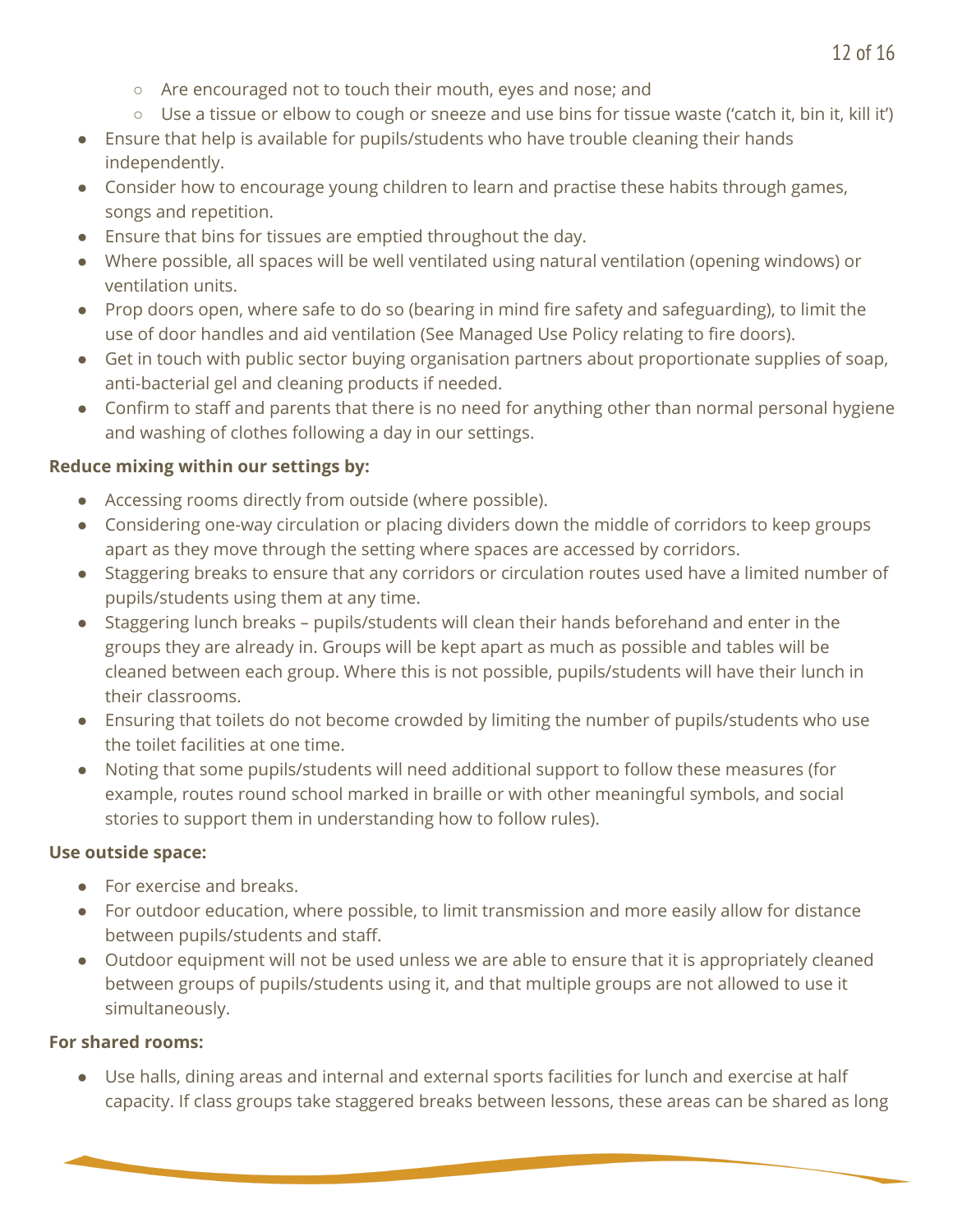- Are encouraged not to touch their mouth, eyes and nose; and
    - Use a tissue or elbow to cough or sneeze and use bins for tissue waste ('catch it, bin it, kill it')
- Ensure that help is available for pupils/students who have trouble cleaning their hands independently.
- Consider how to encourage young children to learn and practise these habits through games, songs and repetition.
- Ensure that bins for tissues are emptied throughout the day.
- Where possible, all spaces will be well ventilated using natural ventilation (opening windows) or ventilation units.
- Prop doors open, where safe to do so (bearing in mind fire safety and safeguarding), to limit the use of door handles and aid ventilation (See Managed Use Policy relating to fire doors).
- Get in touch with public sector buying organisation partners about proportionate supplies of soap, anti-bacterial gel and cleaning products if needed.
- Confirm to staff and parents that there is no need for anything other than normal personal hygiene and washing of clothes following a day in our settings.

**Reduce mixing within our settings by:**

- Accessing rooms directly from outside (where possible).
- Considering one-way circulation or placing dividers down the middle of corridors to keep groups apart as they move through the setting where spaces are accessed by corridors.
- Staggering breaks to ensure that any corridors or circulation routes used have a limited number of pupils/students using them at any time.
- Staggering lunch breaks – pupils/students will clean their hands beforehand and enter in the groups they are already in. Groups will be kept apart as much as possible and tables will be cleaned between each group. Where this is not possible, pupils/students will have their lunch in their classrooms.
- Ensuring that toilets do not become crowded by limiting the number of pupils/students who use the toilet facilities at one time.
- Noting that some pupils/students will need additional support to follow these measures (for example, routes round school marked in braille or with other meaningful symbols, and social stories to support them in understanding how to follow rules).

**Use outside space:**

- For exercise and breaks.
- For outdoor education, where possible, to limit transmission and more easily allow for distance between pupils/students and staff.
- Outdoor equipment will not be used unless we are able to ensure that it is appropriately cleaned between groups of pupils/students using it, and that multiple groups are not allowed to use it simultaneously.

**For shared rooms:**

- Use halls, dining areas and internal and external sports facilities for lunch and exercise at half capacity. If class groups take staggered breaks between lessons, these areas can be shared as long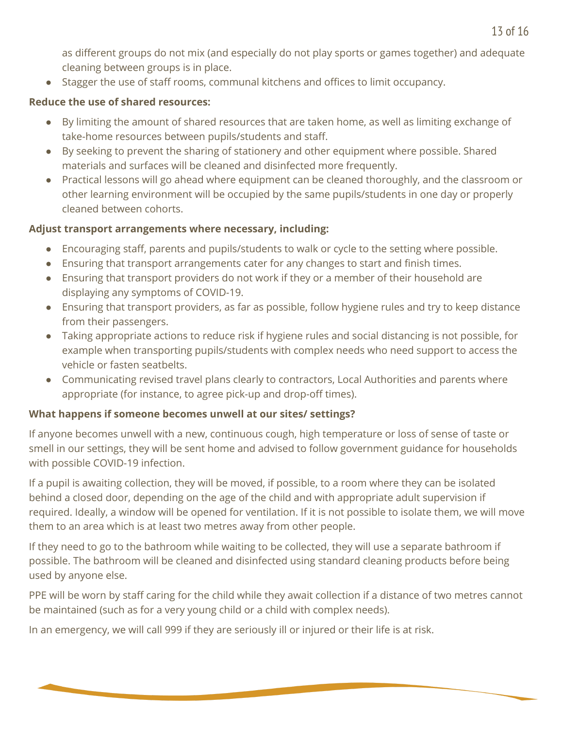as different groups do not mix (and especially do not play sports or games together) and adequate cleaning between groups is in place.

- Stagger the use of staff rooms, communal kitchens and offices to limit occupancy.

**Reduce the use of shared resources:**

- By limiting the amount of shared resources that are taken home, as well as limiting exchange of take-home resources between pupils/students and staff.
- By seeking to prevent the sharing of stationery and other equipment where possible. Shared materials and surfaces will be cleaned and disinfected more frequently.
- Practical lessons will go ahead where equipment can be cleaned thoroughly, and the classroom or other learning environment will be occupied by the same pupils/students in one day or properly cleaned between cohorts.

**Adjust transport arrangements where necessary, including:**

- Encouraging staff, parents and pupils/students to walk or cycle to the setting where possible.
- Ensuring that transport arrangements cater for any changes to start and finish times.
- Ensuring that transport providers do not work if they or a member of their household are displaying any symptoms of COVID-19.
- Ensuring that transport providers, as far as possible, follow hygiene rules and try to keep distance from their passengers.
- Taking appropriate actions to reduce risk if hygiene rules and social distancing is not possible, for example when transporting pupils/students with complex needs who need support to access the vehicle or fasten seatbelts.
- Communicating revised travel plans clearly to contractors, Local Authorities and parents where appropriate (for instance, to agree pick-up and drop-off times).

**What happens if someone becomes unwell at our sites/ settings?**

If anyone becomes unwell with a new, continuous cough, high temperature or loss of sense of taste or smell in our settings, they will be sent home and advised to follow government guidance for households with possible COVID-19 infection.

If a pupil is awaiting collection, they will be moved, if possible, to a room where they can be isolated behind a closed door, depending on the age of the child and with appropriate adult supervision if required. Ideally, a window will be opened for ventilation. If it is not possible to isolate them, we will move them to an area which is at least two metres away from other people.

If they need to go to the bathroom while waiting to be collected, they will use a separate bathroom if possible. The bathroom will be cleaned and disinfected using standard cleaning products before being used by anyone else.

PPE will be worn by staff caring for the child while they await collection if a distance of two metres cannot be maintained (such as for a very young child or a child with complex needs).

In an emergency, we will call 999 if they are seriously ill or injured or their life is at risk.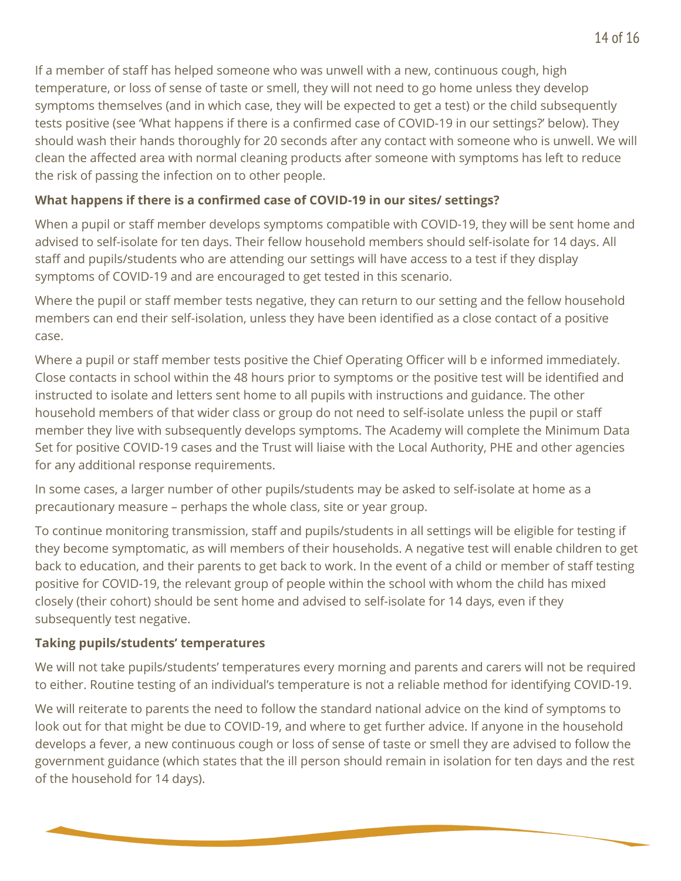If a member of staff has helped someone who was unwell with a new, continuous cough, high temperature, or loss of sense of taste or smell, they will not need to go home unless they develop symptoms themselves (and in which case, they will be expected to get a test) or the child subsequently tests positive (see 'What happens if there is a confirmed case of COVID-19 in our settings?' below). They should wash their hands thoroughly for 20 seconds after any contact with someone who is unwell. We will clean the affected area with normal cleaning products after someone with symptoms has left to reduce the risk of passing the infection on to other people.

**What happens if there is a confirmed case of COVID-19 in our sites/ settings?**

When a pupil or staff member develops symptoms compatible with COVID-19, they will be sent home and advised to self-isolate for ten days. Their fellow household members should self-isolate for 14 days. All staff and pupils/students who are attending our settings will have access to a test if they display symptoms of COVID-19 and are encouraged to get tested in this scenario.

Where the pupil or staff member tests negative, they can return to our setting and the fellow household members can end their self-isolation, unless they have been identified as a close contact of a positive case.

Where a pupil or staff member tests positive the Chief Operating Officer will b e informed immediately. Close contacts in school within the 48 hours prior to symptoms or the positive test will be identified and instructed to isolate and letters sent home to all pupils with instructions and guidance. The other household members of that wider class or group do not need to self-isolate unless the pupil or staff member they live with subsequently develops symptoms. The Academy will complete the Minimum Data Set for positive COVID-19 cases and the Trust will liaise with the Local Authority, PHE and other agencies for any additional response requirements.

In some cases, a larger number of other pupils/students may be asked to self-isolate at home as a precautionary measure – perhaps the whole class, site or year group.

To continue monitoring transmission, staff and pupils/students in all settings will be eligible for testing if they become symptomatic, as will members of their households. A negative test will enable children to get back to education, and their parents to get back to work. In the event of a child or member of staff testing positive for COVID-19, the relevant group of people within the school with whom the child has mixed closely (their cohort) should be sent home and advised to self-isolate for 14 days, even if they subsequently test negative.

**Taking pupils/students' temperatures**

We will not take pupils/students' temperatures every morning and parents and carers will not be required to either. Routine testing of an individual's temperature is not a reliable method for identifying COVID-19.

We will reiterate to parents the need to follow the standard national advice on the kind of symptoms to look out for that might be due to COVID-19, and where to get further advice. If anyone in the household develops a fever, a new continuous cough or loss of sense of taste or smell they are advised to follow the government guidance (which states that the ill person should remain in isolation for ten days and the rest of the household for 14 days).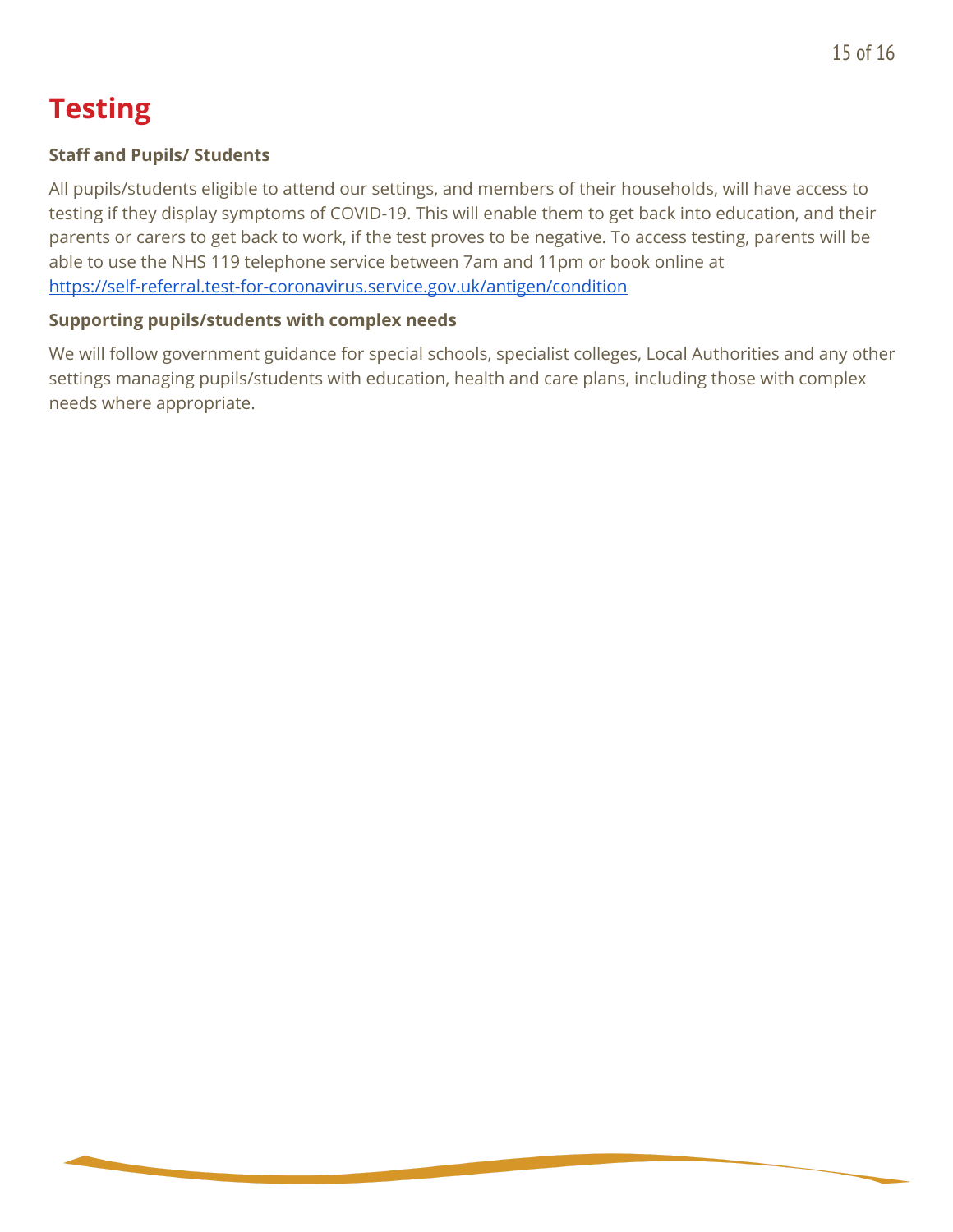# Testing

### Staff and Pupils/ Students

All pupils/students eligible to attend our settings, and members of their households, will have access to testing if they display symptoms of COVID-19. This will enable them to get back into education, and their parents or carers to get back to work, if the test proves to be negative. To access testing, parents will be able to use the NHS 119 telephone service between 7am and 11pm or book online at [https://self-referral.test-for-coronavirus.service.gov.uk/antigen/condition](https://self-referral.test-for-coronavirus.service.gov.uk/antigen/condition)

### Supporting pupils/students with complex needs

We will follow government guidance for special schools, specialist colleges, Local Authorities and any other settings managing pupils/students with education, health and care plans, including those with complex needs where appropriate.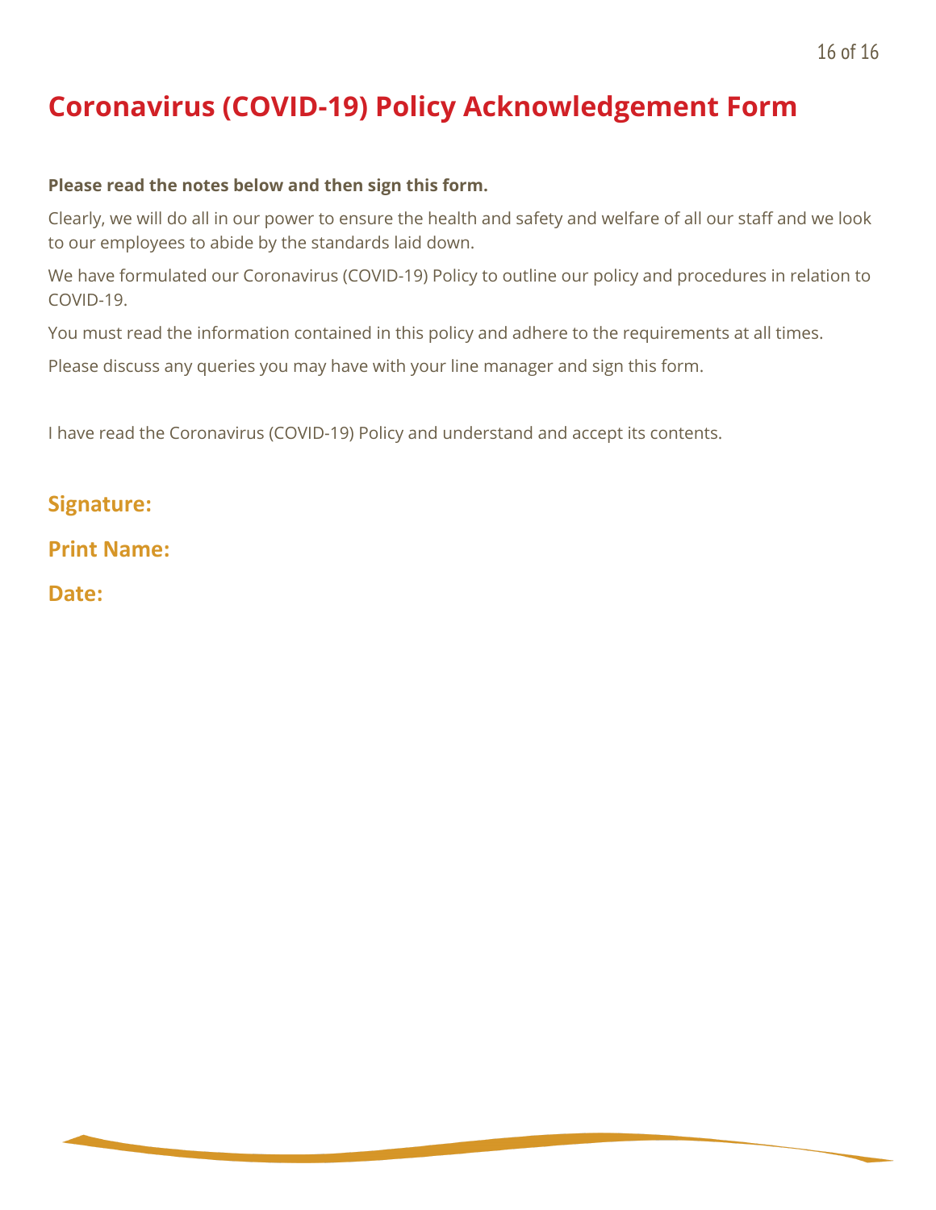# Coronavirus (COVID-19) Policy Acknowledgement Form

**Please read the notes below and then sign this form.**

Clearly, we will do all in our power to ensure the health and safety and welfare of all our staff and we look to our employees to abide by the standards laid down.

We have formulated our Coronavirus (COVID-19) Policy to outline our policy and procedures in relation to COVID-19.

You must read the information contained in this policy and adhere to the requirements at all times.

Please discuss any queries you may have with your line manager and sign this form.

I have read the Coronavirus (COVID-19) Policy and understand and accept its contents.

**Signature:**

**Print Name:**

**Date:**